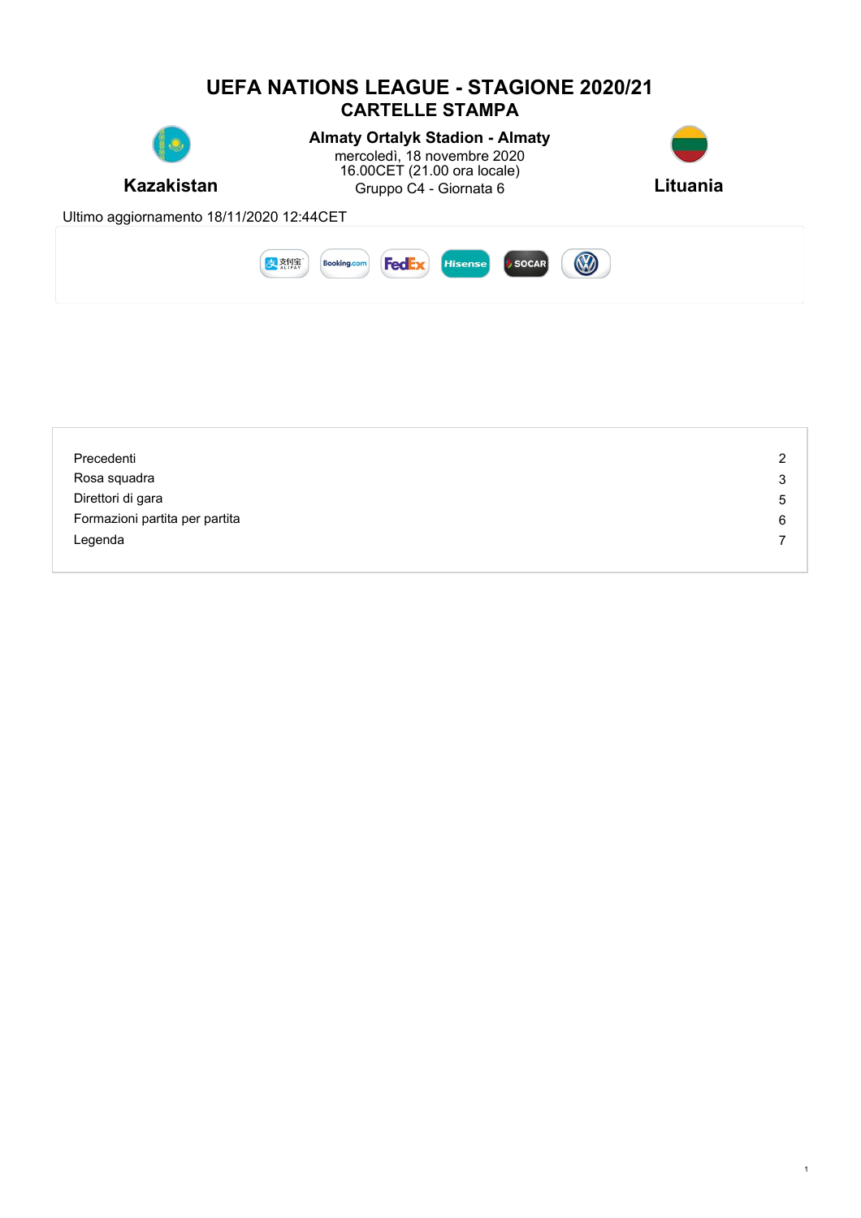# UEFA NATIONS LEAGUE - STAGIONE 2020/21
## CARTELLE STAMPA

**Almaty Ortalyk Stadion - Almaty**
mercoledì, 18 novembre 2020
16.00CET (21.00 ora locale)
Gruppo C4 - Giornata 6

**Kazakistan** — **Lituania**

Ultimo aggiornamento 18/11/2020 12:44CET

| | |
|---|---|
| Precedenti | 2 |
| Rosa squadra | 3 |
| Direttori di gara | 5 |
| Formazioni partita per partita | 6 |
| Legenda | 7 |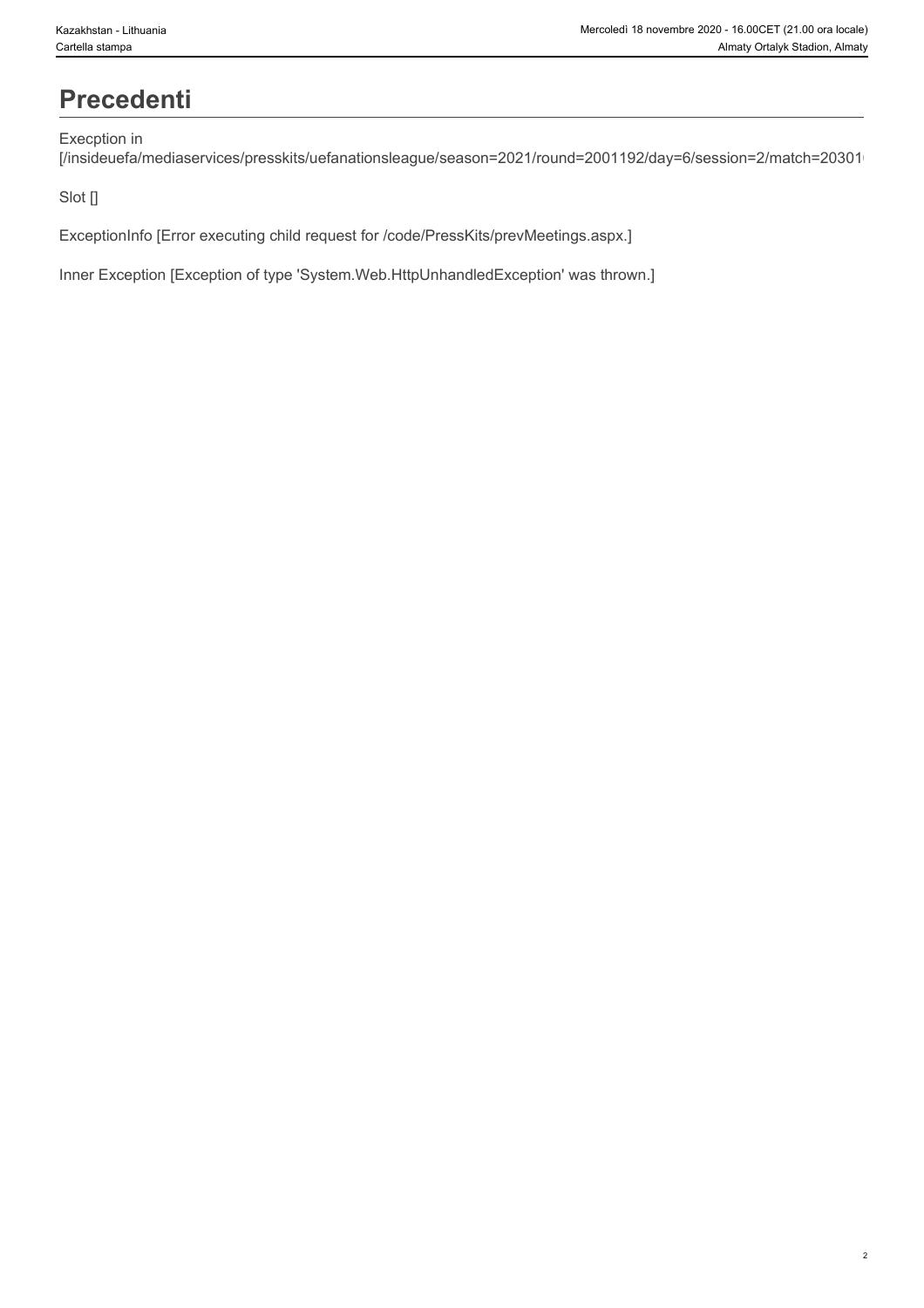# Precedenti

Execption in
[/insideuefa/mediaservices/presskits/uefanationsleague/season=2021/round=2001192/day=6/session=2/match=20301

Slot []

ExceptionInfo [Error executing child request for /code/PressKits/prevMeetings.aspx.]

Inner Exception [Exception of type 'System.Web.HttpUnhandledException' was thrown.]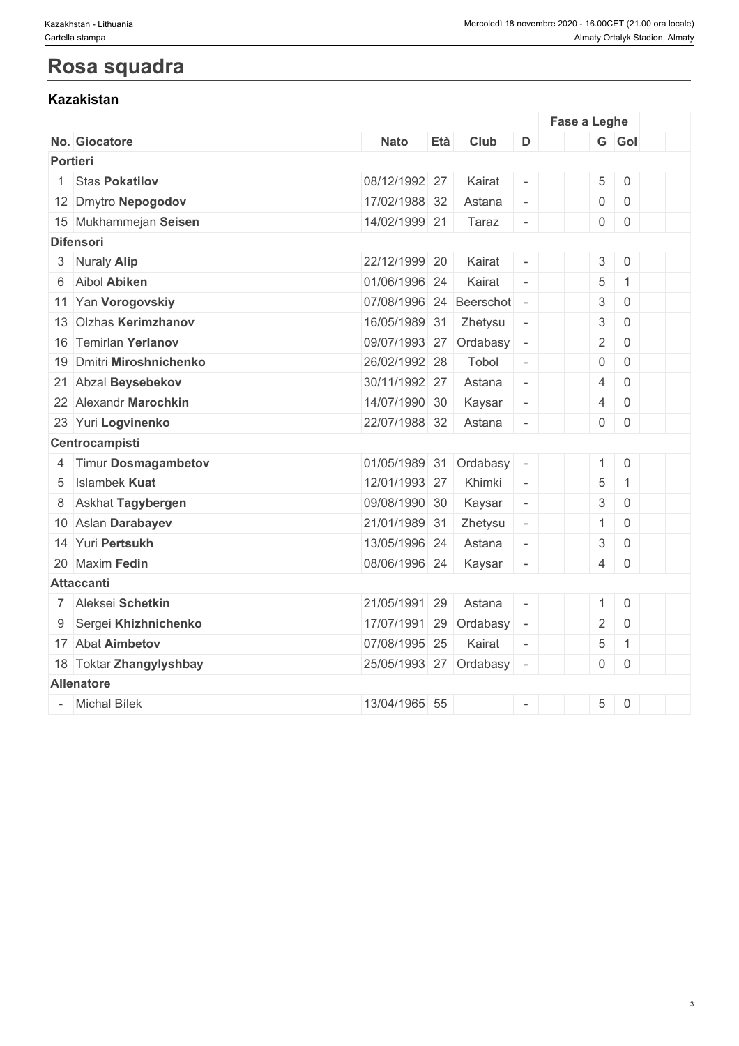# Rosa squadra

### Kazakistan

| No. | Giocatore | Nato | Età | Club | D | | Fase a Leghe | | | |
|---|---|---|---|---|---|---|---|---|---|---|
| | | | | | | | G | Gol | | |
| **Portieri** | | | | | | | | | | |
| 1 | Stas **Pokatilov** | 08/12/1992 | 27 | Kairat | - | | 5 | 0 | | |
| 12 | Dmytro **Nepogodov** | 17/02/1988 | 32 | Astana | - | | 0 | 0 | | |
| 15 | Mukhammejan **Seisen** | 14/02/1999 | 21 | Taraz | - | | 0 | 0 | | |
| **Difensori** | | | | | | | | | | |
| 3 | Nuraly **Alip** | 22/12/1999 | 20 | Kairat | - | | 3 | 0 | | |
| 6 | Aibol **Abiken** | 01/06/1996 | 24 | Kairat | - | | 5 | 1 | | |
| 11 | Yan **Vorogovskiy** | 07/08/1996 | 24 | Beerschot | - | | 3 | 0 | | |
| 13 | Olzhas **Kerimzhanov** | 16/05/1989 | 31 | Zhetysu | - | | 3 | 0 | | |
| 16 | Temirlan **Yerlanov** | 09/07/1993 | 27 | Ordabasy | - | | 2 | 0 | | |
| 19 | Dmitri **Miroshnichenko** | 26/02/1992 | 28 | Tobol | - | | 0 | 0 | | |
| 21 | Abzal **Beysebekov** | 30/11/1992 | 27 | Astana | - | | 4 | 0 | | |
| 22 | Alexandr **Marochkin** | 14/07/1990 | 30 | Kaysar | - | | 4 | 0 | | |
| 23 | Yuri **Logvinenko** | 22/07/1988 | 32 | Astana | - | | 0 | 0 | | |
| **Centrocampisti** | | | | | | | | | | |
| 4 | Timur **Dosmagambetov** | 01/05/1989 | 31 | Ordabasy | - | | 1 | 0 | | |
| 5 | Islambek **Kuat** | 12/01/1993 | 27 | Khimki | - | | 5 | 1 | | |
| 8 | Askhat **Tagybergen** | 09/08/1990 | 30 | Kaysar | - | | 3 | 0 | | |
| 10 | Aslan **Darabayev** | 21/01/1989 | 31 | Zhetysu | - | | 1 | 0 | | |
| 14 | Yuri **Pertsukh** | 13/05/1996 | 24 | Astana | - | | 3 | 0 | | |
| 20 | Maxim **Fedin** | 08/06/1996 | 24 | Kaysar | - | | 4 | 0 | | |
| **Attaccanti** | | | | | | | | | | |
| 7 | Aleksei **Schetkin** | 21/05/1991 | 29 | Astana | - | | 1 | 0 | | |
| 9 | Sergei **Khizhnichenko** | 17/07/1991 | 29 | Ordabasy | - | | 2 | 0 | | |
| 17 | Abat **Aimbetov** | 07/08/1995 | 25 | Kairat | - | | 5 | 1 | | |
| 18 | Toktar **Zhangylyshbay** | 25/05/1993 | 27 | Ordabasy | - | | 0 | 0 | | |
| **Allenatore** | | | | | | | | | | |
| - | Michal Bílek | 13/04/1965 | 55 | | - | | 5 | 0 | | |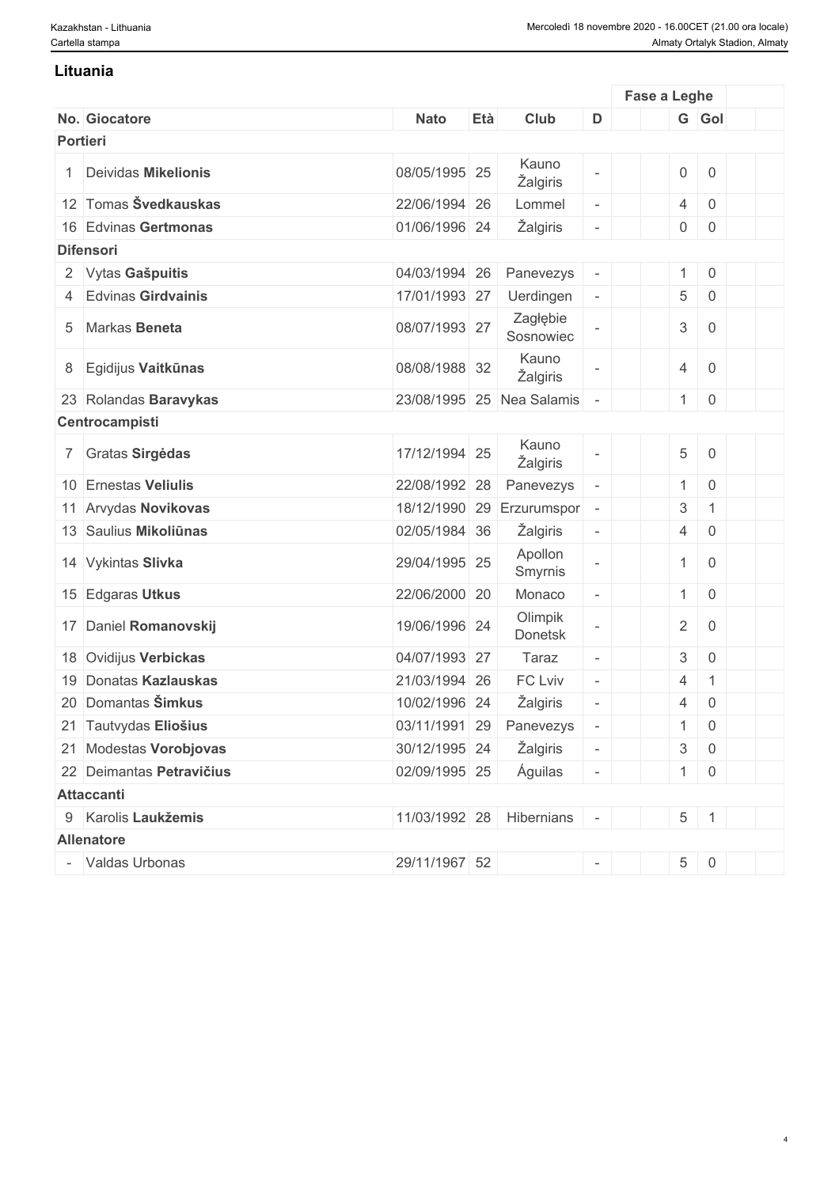## Lituania

| No. | Giocatore | Nato | Età | Club | D | Fase a Leghe | | | | | |
|---|---|---|---|---|---|---|---|---|---|---|---|
| | | | | | | | | G | Gol | | |
| **Portieri** | | | | | | | | | | | |
| 1 | Deividas **Mikelionis** | 08/05/1995 | 25 | Kauno Žalgiris | - | | | 0 | 0 | | |
| 12 | Tomas **Švedkauskas** | 22/06/1994 | 26 | Lommel | - | | | 4 | 0 | | |
| 16 | Edvinas **Gertmonas** | 01/06/1996 | 24 | Žalgiris | - | | | 0 | 0 | | |
| **Difensori** | | | | | | | | | | | |
| 2 | Vytas **Gašpuitis** | 04/03/1994 | 26 | Panevezys | - | | | 1 | 0 | | |
| 4 | Edvinas **Girdvainis** | 17/01/1993 | 27 | Uerdingen | - | | | 5 | 0 | | |
| 5 | Markas **Beneta** | 08/07/1993 | 27 | Zagłębie Sosnowiec | - | | | 3 | 0 | | |
| 8 | Egidijus **Vaitkūnas** | 08/08/1988 | 32 | Kauno Žalgiris | - | | | 4 | 0 | | |
| 23 | Rolandas **Baravykas** | 23/08/1995 | 25 | Nea Salamis | - | | | 1 | 0 | | |
| **Centrocampisti** | | | | | | | | | | | |
| 7 | Gratas **Sirgėdas** | 17/12/1994 | 25 | Kauno Žalgiris | - | | | 5 | 0 | | |
| 10 | Ernestas **Veliulis** | 22/08/1992 | 28 | Panevezys | - | | | 1 | 0 | | |
| 11 | Arvydas **Novikovas** | 18/12/1990 | 29 | Erzurumspor | - | | | 3 | 1 | | |
| 13 | Saulius **Mikoliūnas** | 02/05/1984 | 36 | Žalgiris | - | | | 4 | 0 | | |
| 14 | Vykintas **Slivka** | 29/04/1995 | 25 | Apollon Smyrnis | - | | | 1 | 0 | | |
| 15 | Edgaras **Utkus** | 22/06/2000 | 20 | Monaco | - | | | 1 | 0 | | |
| 17 | Daniel **Romanovskij** | 19/06/1996 | 24 | Olimpik Donetsk | - | | | 2 | 0 | | |
| 18 | Ovidijus **Verbickas** | 04/07/1993 | 27 | Taraz | - | | | 3 | 0 | | |
| 19 | Donatas **Kazlauskas** | 21/03/1994 | 26 | FC Lviv | - | | | 4 | 1 | | |
| 20 | Domantas **Šimkus** | 10/02/1996 | 24 | Žalgiris | - | | | 4 | 0 | | |
| 21 | Tautvydas **Eliošius** | 03/11/1991 | 29 | Panevezys | - | | | 1 | 0 | | |
| 21 | Modestas **Vorobjovas** | 30/12/1995 | 24 | Žalgiris | - | | | 3 | 0 | | |
| 22 | Deimantas **Petravičius** | 02/09/1995 | 25 | Águilas | - | | | 1 | 0 | | |
| **Attaccanti** | | | | | | | | | | | |
| 9 | Karolis **Laukžemis** | 11/03/1992 | 28 | Hibernians | - | | | 5 | 1 | | |
| **Allenatore** | | | | | | | | | | | |
| - | Valdas Urbonas | 29/11/1967 | 52 | | - | | | 5 | 0 | | |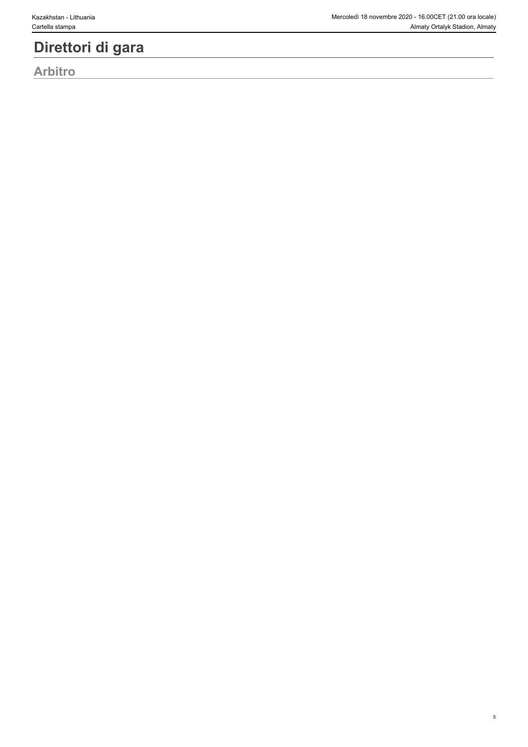# Direttori di gara

## Arbitro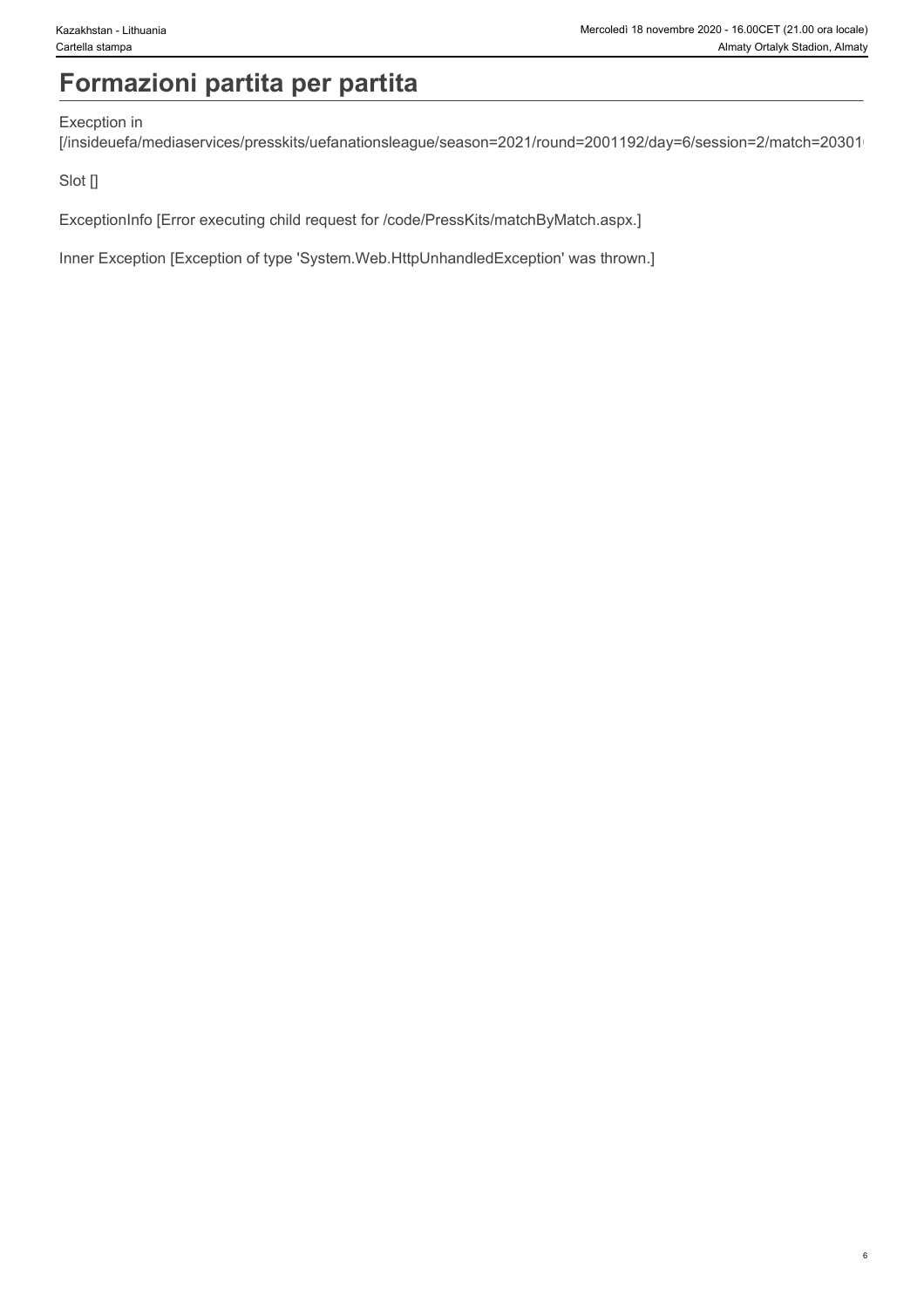# Formazioni partita per partita

Execption in
[/insideuefa/mediaservices/presskits/uefanationsleague/season=2021/round=2001192/day=6/session=2/match=20301

Slot []

ExceptionInfo [Error executing child request for /code/PressKits/matchByMatch.aspx.]

Inner Exception [Exception of type 'System.Web.HttpUnhandledException' was thrown.]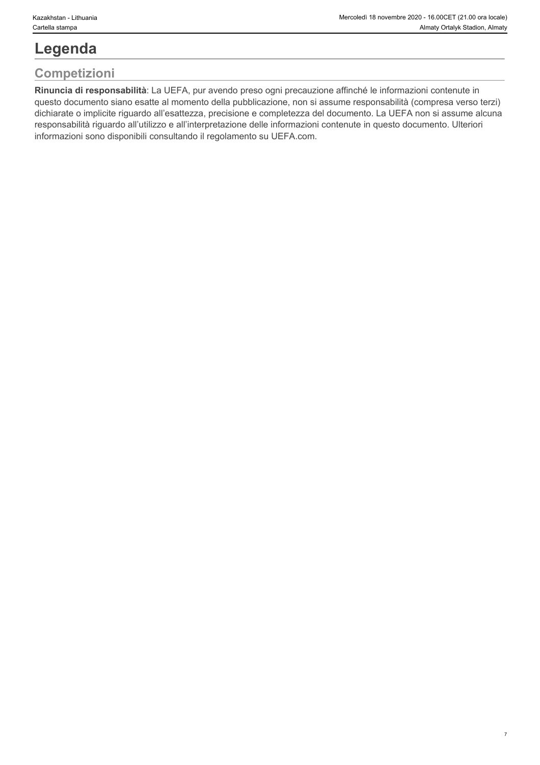# Legenda

## Competizioni

**Rinuncia di responsabilità**: La UEFA, pur avendo preso ogni precauzione affinché le informazioni contenute in questo documento siano esatte al momento della pubblicazione, non si assume responsabilità (compresa verso terzi) dichiarate o implicite riguardo all'esattezza, precisione e completezza del documento. La UEFA non si assume alcuna responsabilità riguardo all'utilizzo e all'interpretazione delle informazioni contenute in questo documento. Ulteriori informazioni sono disponibili consultando il regolamento su UEFA.com.